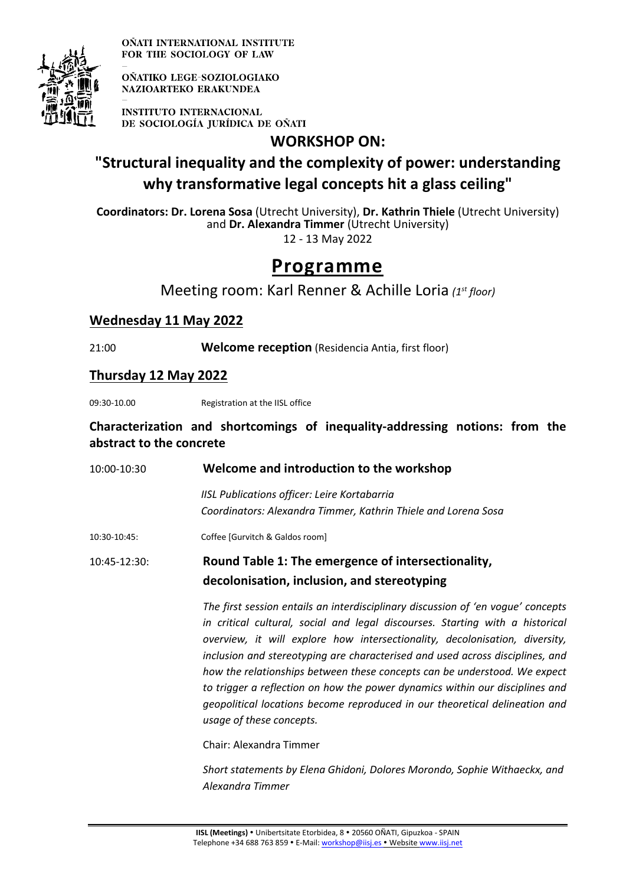OÑATI INTERNATIONAL INSTITUTE FOR THE SOCIOLOGY OF LAW

OÑATIKO LEGE-SOZIOLOGIAKO NAZIOARTEKO ERAKUNDEA

INSTITUTO INTERNACIONAL DE SOCIOLOGÍA JURÍDICA DE OÑATI

## WORKSHOP ON:

# "Structural inequality and the complexity of power: understanding why transformative legal concepts hit a glass ceiling"

**Coordinators: Dr. Lorena Sosa** (Utrecht University), **Dr. Kathrin Thiele** (Utrecht University) and **Dr. Alexandra Timmer** (Utrecht University)

12 - 13 May 2022

# Programme

Meeting room: Karl Renner & Achille Loria *(1st floor)*

## Wednesday 11 May 2022

21:00 **Welcome reception** (Residencia Antia, first floor)

## Thursday 12 May 2022

09:30-10.00 Registration at the IISL office

### Characterization and shortcomings of inequality-addressing notions: from the abstract to the concrete

10:00-10:30 **Welcome and introduction to the workshop**

*IISL Publications officer: Leire Kortabarria*
*Coordinators: Alexandra Timmer, Kathrin Thiele and Lorena Sosa*

10:30-10:45: Coffee [Gurvitch & Galdos room]

10:45-12:30: **Round Table 1: The emergence of intersectionality, decolonisation, inclusion, and stereotyping**

*The first session entails an interdisciplinary discussion of 'en vogue' concepts in critical cultural, social and legal discourses. Starting with a historical overview, it will explore how intersectionality, decolonisation, diversity, inclusion and stereotyping are characterised and used across disciplines, and how the relationships between these concepts can be understood. We expect to trigger a reflection on how the power dynamics within our disciplines and geopolitical locations become reproduced in our theoretical delineation and usage of these concepts.*

Chair: Alexandra Timmer

*Short statements by Elena Ghidoni, Dolores Morondo, Sophie Withaeckx, and Alexandra Timmer*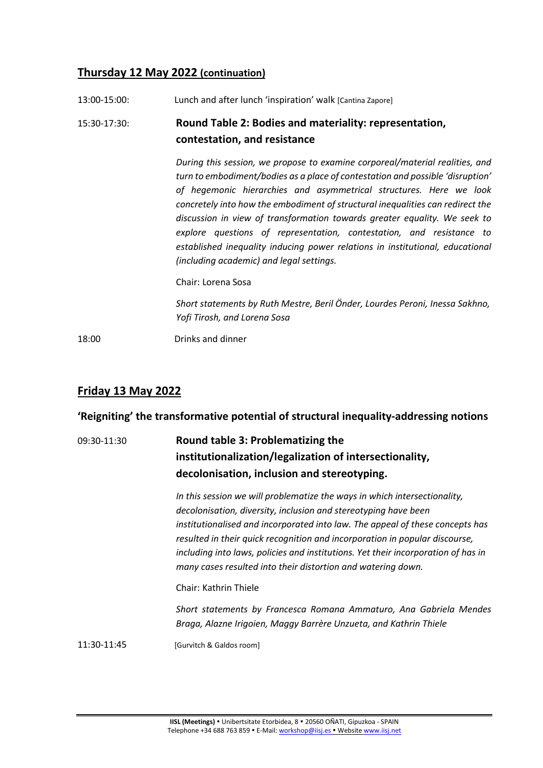## Thursday 12 May 2022 (continuation)

13:00-15:00: Lunch and after lunch 'inspiration' walk [Cantina Zapore]

15:30-17:30: **Round Table 2: Bodies and materiality: representation, contestation, and resistance**

*During this session, we propose to examine corporeal/material realities, and turn to embodiment/bodies as a place of contestation and possible 'disruption' of hegemonic hierarchies and asymmetrical structures. Here we look concretely into how the embodiment of structural inequalities can redirect the discussion in view of transformation towards greater equality. We seek to explore questions of representation, contestation, and resistance to established inequality inducing power relations in institutional, educational (including academic) and legal settings.*

Chair: Lorena Sosa

*Short statements by Ruth Mestre, Beril Önder, Lourdes Peroni, Inessa Sakhno, Yofi Tirosh, and Lorena Sosa*

18:00 Drinks and dinner

## Friday 13 May 2022

### 'Reigniting' the transformative potential of structural inequality-addressing notions

09:30-11:30 **Round table 3: Problematizing the institutionalization/legalization of intersectionality, decolonisation, inclusion and stereotyping.**

*In this session we will problematize the ways in which intersectionality, decolonisation, diversity, inclusion and stereotyping have been institutionalised and incorporated into law. The appeal of these concepts has resulted in their quick recognition and incorporation in popular discourse, including into laws, policies and institutions. Yet their incorporation of has in many cases resulted into their distortion and watering down.*

Chair: Kathrin Thiele

*Short statements by Francesca Romana Ammaturo, Ana Gabriela Mendes Braga, Alazne Irigoien, Maggy Barrère Unzueta, and Kathrin Thiele*

11:30-11:45 [Gurvitch & Galdos room]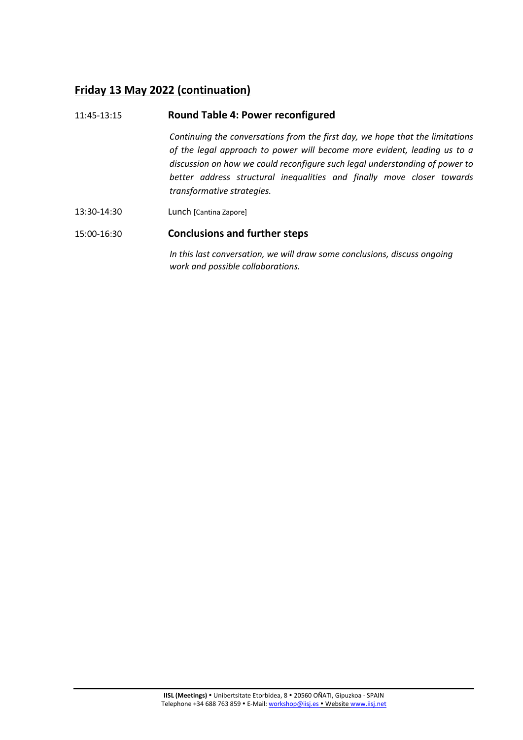## Friday 13 May 2022 (continuation)

11:45-13:15 **Round Table 4: Power reconfigured**

*Continuing the conversations from the first day, we hope that the limitations of the legal approach to power will become more evident, leading us to a discussion on how we could reconfigure such legal understanding of power to better address structural inequalities and finally move closer towards transformative strategies.*

13:30-14:30 Lunch [Cantina Zapore]

15:00-16:30 **Conclusions and further steps**

*In this last conversation, we will draw some conclusions, discuss ongoing work and possible collaborations.*

**IISL (Meetings)** • Unibertsitate Etorbidea, 8 • 20560 OÑATI, Gipuzkoa - SPAIN
Telephone +34 688 763 859 • E-Mail: workshop@iisj.es • Website www.iisj.net